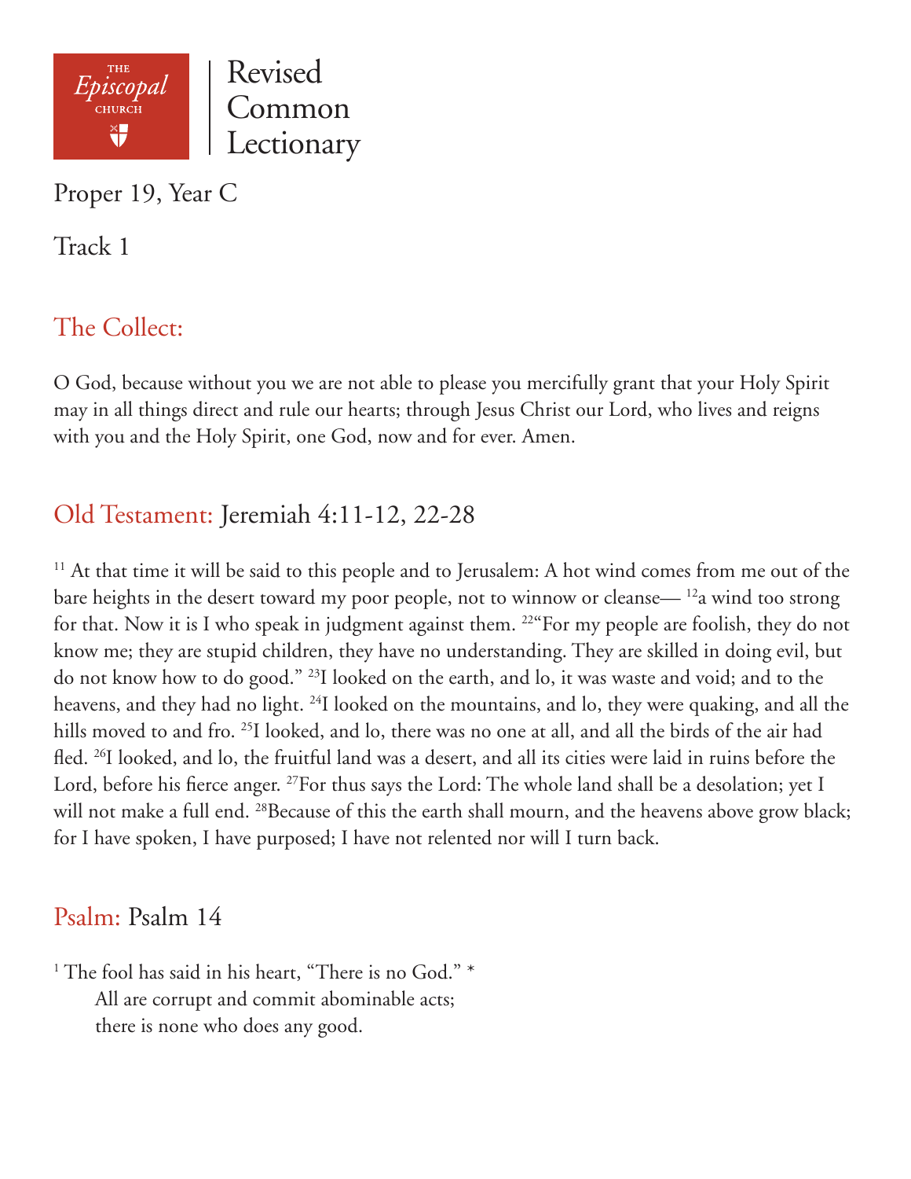THE *Episcopal* CHURCH

# Revised Common Lectionary

Proper 19, Year C

Track 1

## The Collect:

O God, because without you we are not able to please you mercifully grant that your Holy Spirit may in all things direct and rule our hearts; through Jesus Christ our Lord, who lives and reigns with you and the Holy Spirit, one God, now and for ever. Amen.

## Old Testament: Jeremiah 4:11-12, 22-28

[11] At that time it will be said to this people and to Jerusalem: A hot wind comes from me out of the bare heights in the desert toward my poor people, not to winnow or cleanse— [12]a wind too strong for that. Now it is I who speak in judgment against them. [22]"For my people are foolish, they do not know me; they are stupid children, they have no understanding. They are skilled in doing evil, but do not know how to do good." [23]I looked on the earth, and lo, it was waste and void; and to the heavens, and they had no light. [24]I looked on the mountains, and lo, they were quaking, and all the hills moved to and fro. [25]I looked, and lo, there was no one at all, and all the birds of the air had fled. [26]I looked, and lo, the fruitful land was a desert, and all its cities were laid in ruins before the Lord, before his fierce anger. [27]For thus says the Lord: The whole land shall be a desolation; yet I will not make a full end. [28]Because of this the earth shall mourn, and the heavens above grow black; for I have spoken, I have purposed; I have not relented nor will I turn back.

## Psalm: Psalm 14

[1] The fool has said in his heart, "There is no God." *
 All are corrupt and commit abominable acts;
 there is none who does any good.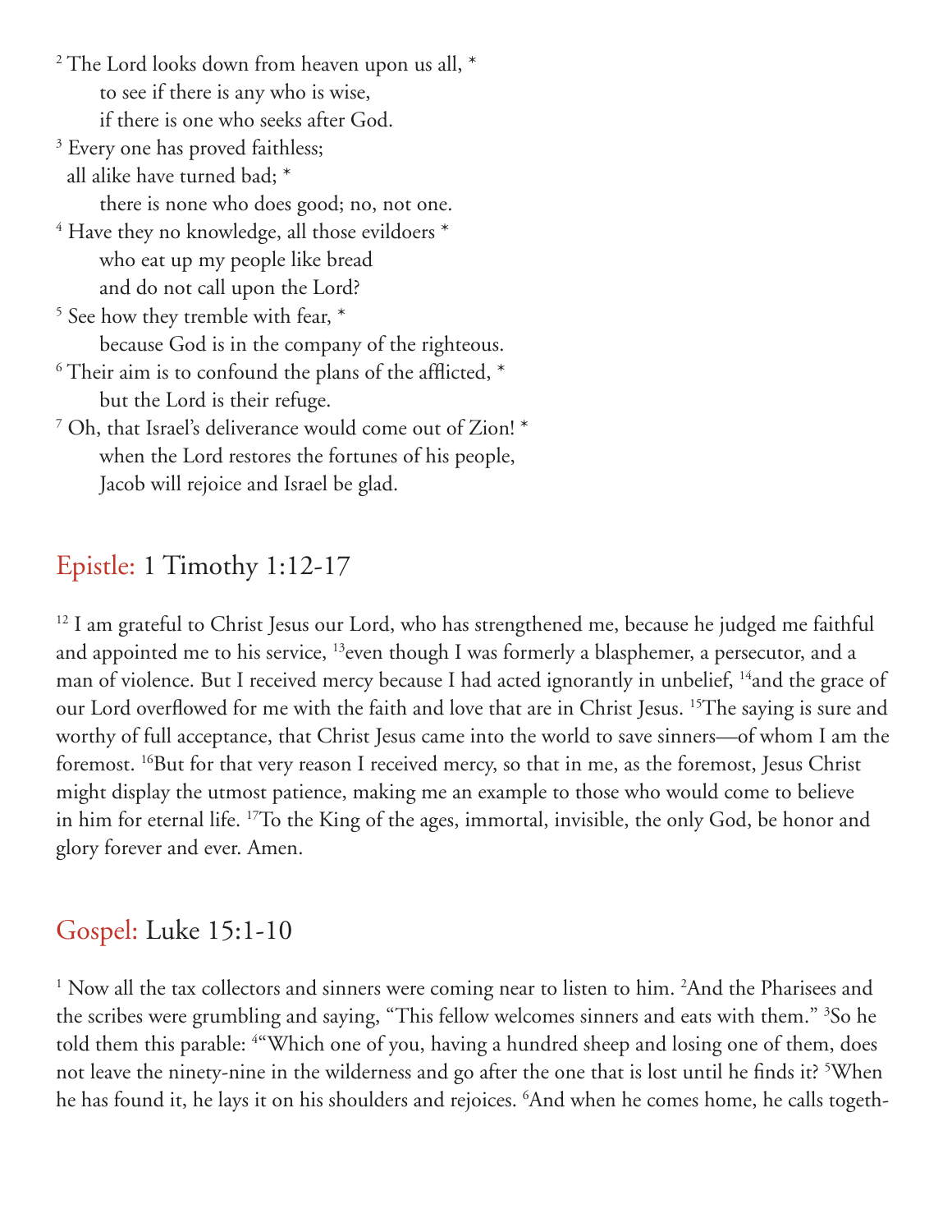[2] The Lord looks down from heaven upon us all, *
    to see if there is any who is wise,
    if there is one who seeks after God.
[3] Every one has proved faithless;
  all alike have turned bad; *
    there is none who does good; no, not one.
[4] Have they no knowledge, all those evildoers *
    who eat up my people like bread
    and do not call upon the Lord?
[5] See how they tremble with fear, *
    because God is in the company of the righteous.
[6] Their aim is to confound the plans of the afflicted, *
    but the Lord is their refuge.
[7] Oh, that Israel's deliverance would come out of Zion! *
    when the Lord restores the fortunes of his people,
    Jacob will rejoice and Israel be glad.

## Epistle: 1 Timothy 1:12-17

[12] I am grateful to Christ Jesus our Lord, who has strengthened me, because he judged me faithful and appointed me to his service, [13]even though I was formerly a blasphemer, a persecutor, and a man of violence. But I received mercy because I had acted ignorantly in unbelief, [14]and the grace of our Lord overflowed for me with the faith and love that are in Christ Jesus. [15]The saying is sure and worthy of full acceptance, that Christ Jesus came into the world to save sinners—of whom I am the foremost. [16]But for that very reason I received mercy, so that in me, as the foremost, Jesus Christ might display the utmost patience, making me an example to those who would come to believe in him for eternal life. [17]To the King of the ages, immortal, invisible, the only God, be honor and glory forever and ever. Amen.

## Gospel: Luke 15:1-10

[1] Now all the tax collectors and sinners were coming near to listen to him. [2]And the Pharisees and the scribes were grumbling and saying, "This fellow welcomes sinners and eats with them." [3]So he told them this parable: [4]"Which one of you, having a hundred sheep and losing one of them, does not leave the ninety-nine in the wilderness and go after the one that is lost until he finds it? [5]When he has found it, he lays it on his shoulders and rejoices. [6]And when he comes home, he calls togeth-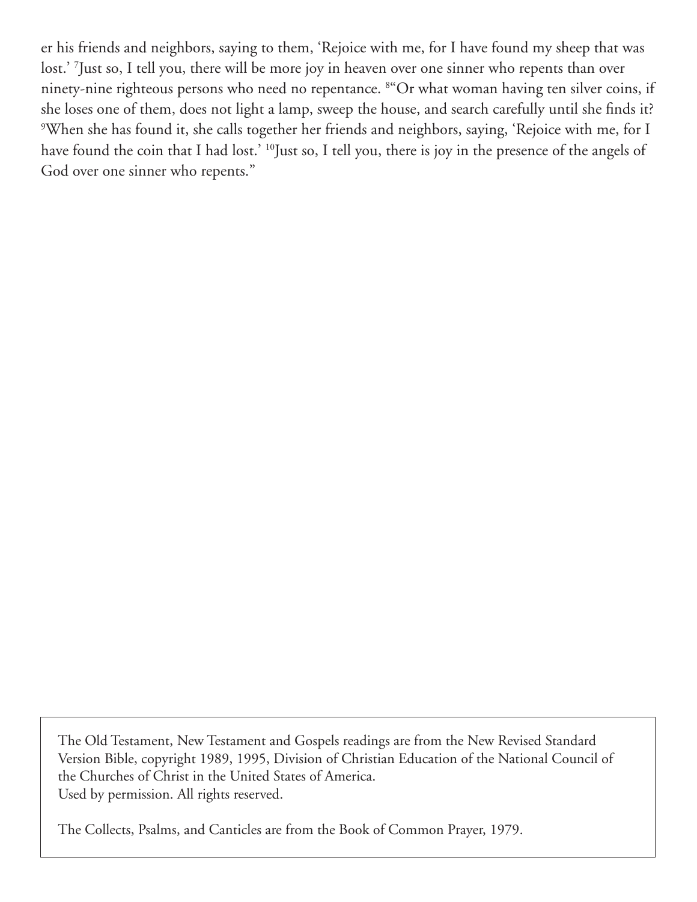er his friends and neighbors, saying to them, 'Rejoice with me, for I have found my sheep that was lost.' [7]Just so, I tell you, there will be more joy in heaven over one sinner who repents than over ninety-nine righteous persons who need no repentance. [8]"Or what woman having ten silver coins, if she loses one of them, does not light a lamp, sweep the house, and search carefully until she finds it? [9]When she has found it, she calls together her friends and neighbors, saying, 'Rejoice with me, for I have found the coin that I had lost.' [10]Just so, I tell you, there is joy in the presence of the angels of God over one sinner who repents."

The Old Testament, New Testament and Gospels readings are from the New Revised Standard Version Bible, copyright 1989, 1995, Division of Christian Education of the National Council of the Churches of Christ in the United States of America.
Used by permission. All rights reserved.

The Collects, Psalms, and Canticles are from the Book of Common Prayer, 1979.